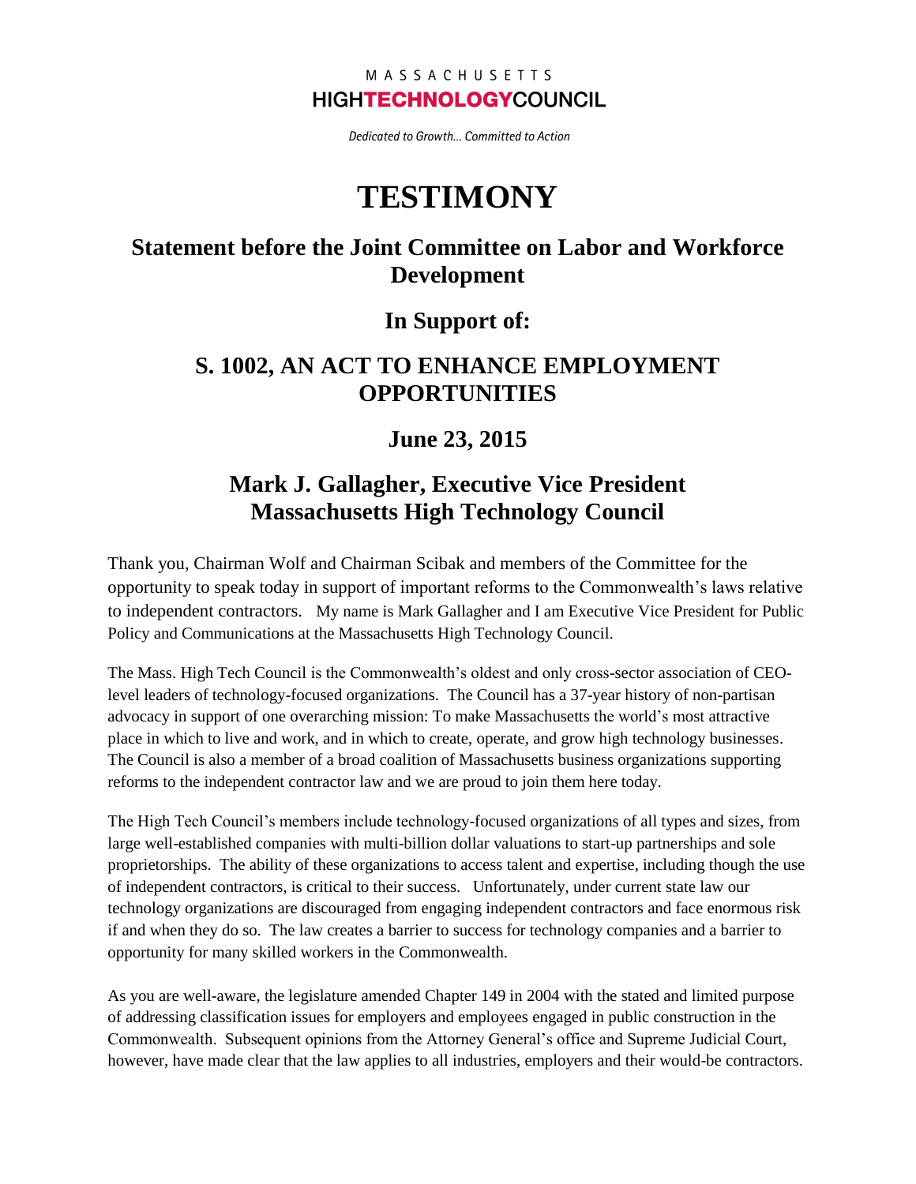MASSACHUSETTS
**HIGHTECHNOLOGYCOUNCIL**

*Dedicated to Growth... Committed to Action*

# TESTIMONY

## Statement before the Joint Committee on Labor and Workforce Development

## In Support of:

## S. 1002, AN ACT TO ENHANCE EMPLOYMENT OPPORTUNITIES

## June 23, 2015

## Mark J. Gallagher, Executive Vice President
## Massachusetts High Technology Council

Thank you, Chairman Wolf and Chairman Scibak and members of the Committee for the opportunity to speak today in support of important reforms to the Commonwealth's laws relative to independent contractors. My name is Mark Gallagher and I am Executive Vice President for Public Policy and Communications at the Massachusetts High Technology Council.

The Mass. High Tech Council is the Commonwealth's oldest and only cross-sector association of CEO-level leaders of technology-focused organizations. The Council has a 37-year history of non-partisan advocacy in support of one overarching mission: To make Massachusetts the world's most attractive place in which to live and work, and in which to create, operate, and grow high technology businesses. The Council is also a member of a broad coalition of Massachusetts business organizations supporting reforms to the independent contractor law and we are proud to join them here today.

The High Tech Council's members include technology-focused organizations of all types and sizes, from large well-established companies with multi-billion dollar valuations to start-up partnerships and sole proprietorships. The ability of these organizations to access talent and expertise, including though the use of independent contractors, is critical to their success. Unfortunately, under current state law our technology organizations are discouraged from engaging independent contractors and face enormous risk if and when they do so. The law creates a barrier to success for technology companies and a barrier to opportunity for many skilled workers in the Commonwealth.

As you are well-aware, the legislature amended Chapter 149 in 2004 with the stated and limited purpose of addressing classification issues for employers and employees engaged in public construction in the Commonwealth. Subsequent opinions from the Attorney General's office and Supreme Judicial Court, however, have made clear that the law applies to all industries, employers and their would-be contractors.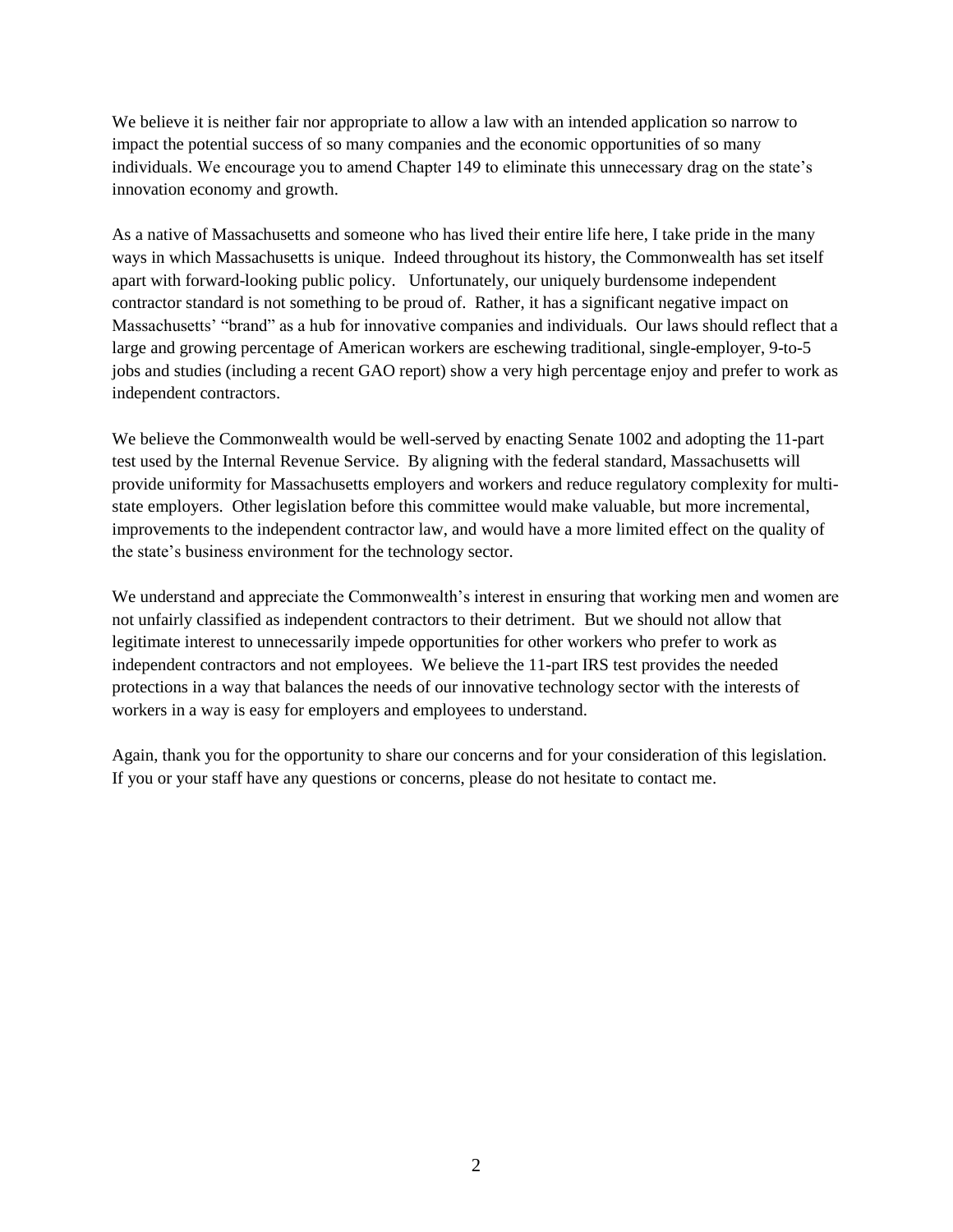We believe it is neither fair nor appropriate to allow a law with an intended application so narrow to impact the potential success of so many companies and the economic opportunities of so many individuals. We encourage you to amend Chapter 149 to eliminate this unnecessary drag on the state's innovation economy and growth.

As a native of Massachusetts and someone who has lived their entire life here, I take pride in the many ways in which Massachusetts is unique. Indeed throughout its history, the Commonwealth has set itself apart with forward-looking public policy. Unfortunately, our uniquely burdensome independent contractor standard is not something to be proud of. Rather, it has a significant negative impact on Massachusetts' "brand" as a hub for innovative companies and individuals. Our laws should reflect that a large and growing percentage of American workers are eschewing traditional, single-employer, 9-to-5 jobs and studies (including a recent GAO report) show a very high percentage enjoy and prefer to work as independent contractors.

We believe the Commonwealth would be well-served by enacting Senate 1002 and adopting the 11-part test used by the Internal Revenue Service. By aligning with the federal standard, Massachusetts will provide uniformity for Massachusetts employers and workers and reduce regulatory complexity for multi-state employers. Other legislation before this committee would make valuable, but more incremental, improvements to the independent contractor law, and would have a more limited effect on the quality of the state's business environment for the technology sector.

We understand and appreciate the Commonwealth's interest in ensuring that working men and women are not unfairly classified as independent contractors to their detriment. But we should not allow that legitimate interest to unnecessarily impede opportunities for other workers who prefer to work as independent contractors and not employees. We believe the 11-part IRS test provides the needed protections in a way that balances the needs of our innovative technology sector with the interests of workers in a way is easy for employers and employees to understand.

Again, thank you for the opportunity to share our concerns and for your consideration of this legislation. If you or your staff have any questions or concerns, please do not hesitate to contact me.